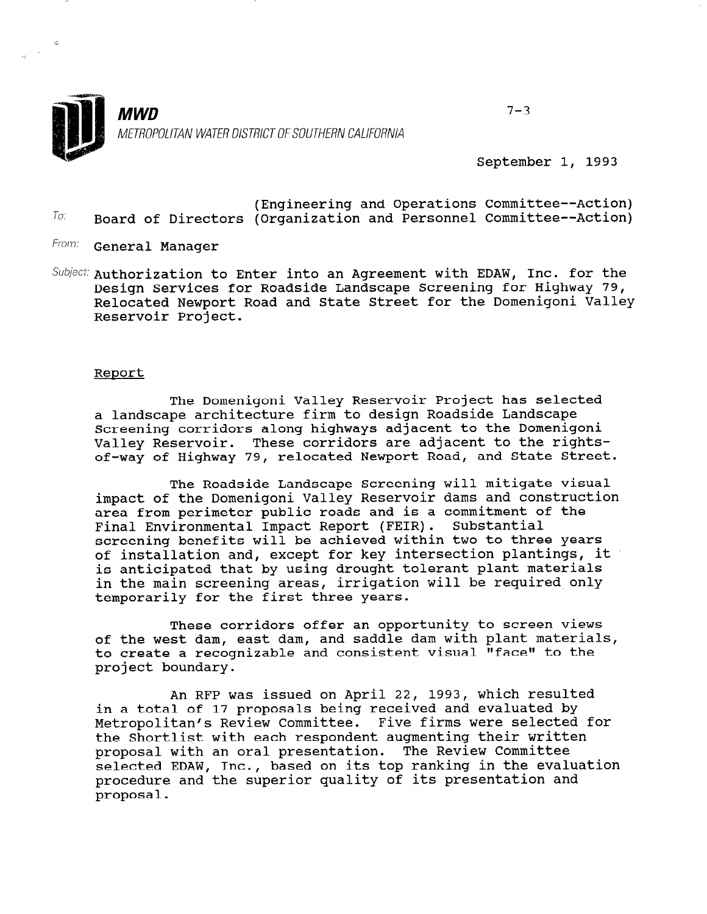**MWD**

METROPOLITAN WATER DISTRICT OF SOUTHERN CALIFORNIA

7-3

September 1, 1993

To: Board of Directors (Engineering and Operations Committee--Action)
(Organization and Personnel Committee--Action)

From: General Manager

Subject: Authorization to Enter into an Agreement with EDAW, Inc. for the Design Services for Roadside Landscape Screening for Highway 79, Relocated Newport Road and State Street for the Domenigoni Valley Reservoir Project.

## Report

The Domenigoni Valley Reservoir Project has selected a landscape architecture firm to design Roadside Landscape Screening corridors along highways adjacent to the Domenigoni Valley Reservoir. These corridors are adjacent to the rights-of-way of Highway 79, relocated Newport Road, and State Street.

The Roadside Landscape Screening will mitigate visual impact of the Domenigoni Valley Reservoir dams and construction area from perimeter public roads and is a commitment of the Final Environmental Impact Report (FEIR). Substantial screening benefits will be achieved within two to three years of installation and, except for key intersection plantings, it is anticipated that by using drought tolerant plant materials in the main screening areas, irrigation will be required only temporarily for the first three years.

These corridors offer an opportunity to screen views of the west dam, east dam, and saddle dam with plant materials, to create a recognizable and consistent visual "face" to the project boundary.

An RFP was issued on April 22, 1993, which resulted in a total of 17 proposals being received and evaluated by Metropolitan's Review Committee. Five firms were selected for the Shortlist with each respondent augmenting their written proposal with an oral presentation. The Review Committee selected EDAW, Inc., based on its top ranking in the evaluation procedure and the superior quality of its presentation and proposal.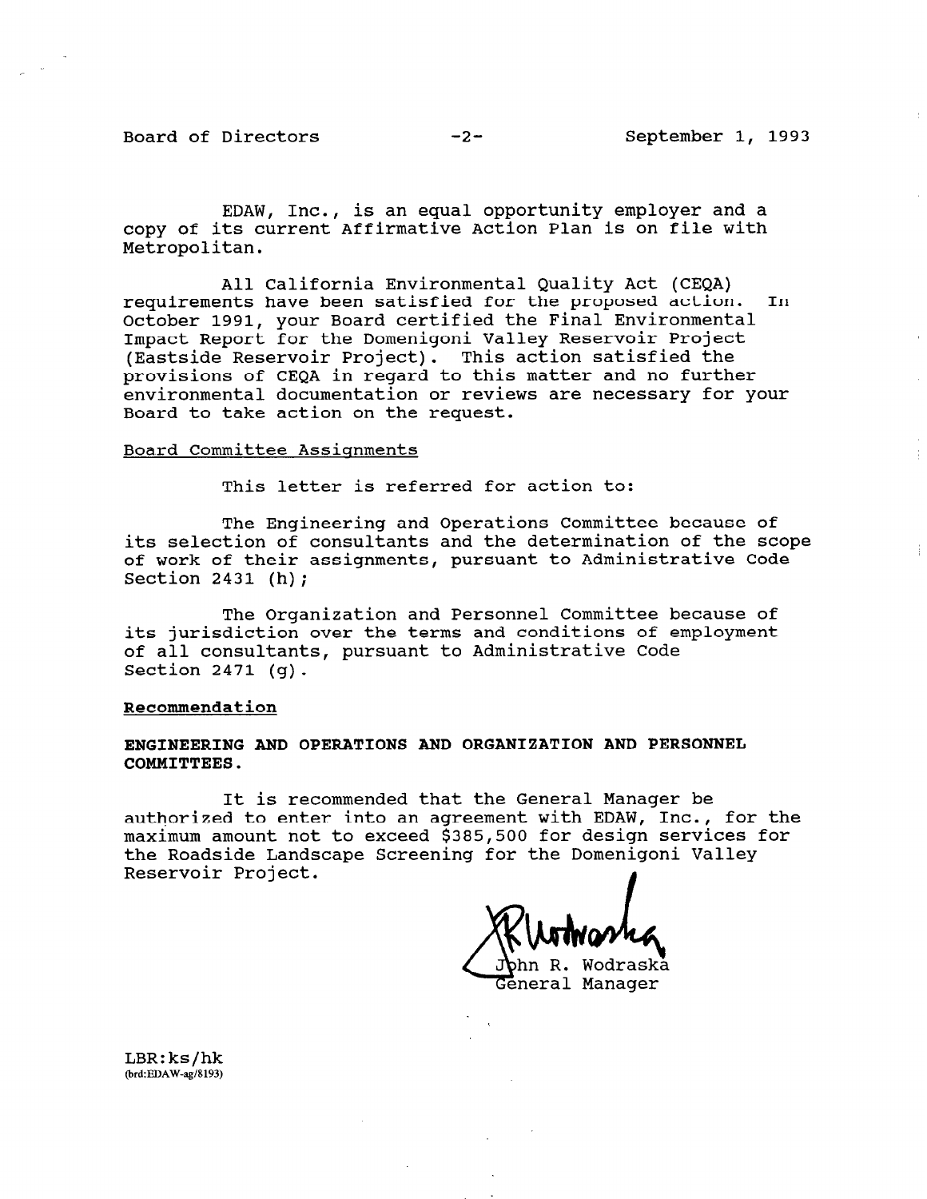EDAW, Inc., is an equal opportunity employer and a copy of its current Affirmative Action Plan is on file with Metropolitan.

All California Environmental Quality Act (CEQA) requirements have been satisfied for the proposed action. In October 1991, your Board certified the Final Environmental Impact Report for the Domenigoni Valley Reservoir Project (Eastside Reservoir Project). This action satisfied the provisions of CEQA in regard to this matter and no further environmental documentation or reviews are necessary for your Board to take action on the request.

Board Committee Assignments

This letter is referred for action to:

The Engineering and Operations Committee because of its selection of consultants and the determination of the scope of work of their assignments, pursuant to Administrative Code Section 2431 (h);

The Organization and Personnel Committee because of its jurisdiction over the terms and conditions of employment of all consultants, pursuant to Administrative Code Section 2471 (g).

**Recommendation**

**ENGINEERING AND OPERATIONS AND ORGANIZATION AND PERSONNEL COMMITTEES.**

It is recommended that the General Manager be authorized to enter into an agreement with EDAW, Inc., for the maximum amount not to exceed $385,500 for design services for the Roadside Landscape Screening for the Domenigoni Valley Reservoir Project.

John R. Wodraska
General Manager

LBR:ks/hk
(brd:EDAW-ag/8193)